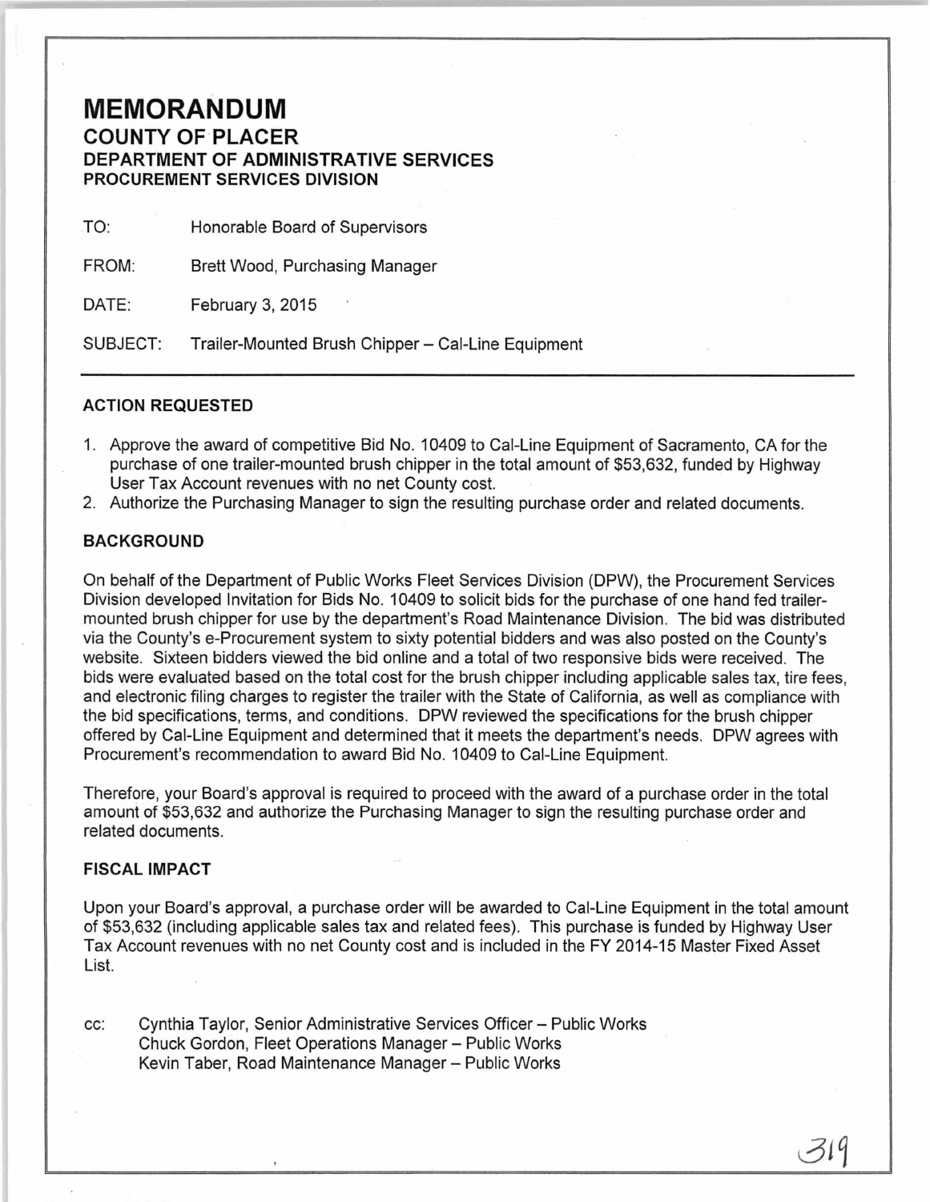# MEMORANDUM

## COUNTY OF PLACER

### DEPARTMENT OF ADMINISTRATIVE SERVICES

### PROCUREMENT SERVICES DIVISION

TO: Honorable Board of Supervisors

FROM: Brett Wood, Purchasing Manager

DATE: February 3, 2015

SUBJECT: Trailer-Mounted Brush Chipper – Cal-Line Equipment

---

**ACTION REQUESTED**

1. Approve the award of competitive Bid No. 10409 to Cal-Line Equipment of Sacramento, CA for the purchase of one trailer-mounted brush chipper in the total amount of $53,632, funded by Highway User Tax Account revenues with no net County cost.
2. Authorize the Purchasing Manager to sign the resulting purchase order and related documents.

**BACKGROUND**

On behalf of the Department of Public Works Fleet Services Division (DPW), the Procurement Services Division developed Invitation for Bids No. 10409 to solicit bids for the purchase of one hand fed trailer-mounted brush chipper for use by the department's Road Maintenance Division. The bid was distributed via the County's e-Procurement system to sixty potential bidders and was also posted on the County's website. Sixteen bidders viewed the bid online and a total of two responsive bids were received. The bids were evaluated based on the total cost for the brush chipper including applicable sales tax, tire fees, and electronic filing charges to register the trailer with the State of California, as well as compliance with the bid specifications, terms, and conditions. DPW reviewed the specifications for the brush chipper offered by Cal-Line Equipment and determined that it meets the department's needs. DPW agrees with Procurement's recommendation to award Bid No. 10409 to Cal-Line Equipment.

Therefore, your Board's approval is required to proceed with the award of a purchase order in the total amount of $53,632 and authorize the Purchasing Manager to sign the resulting purchase order and related documents.

**FISCAL IMPACT**

Upon your Board's approval, a purchase order will be awarded to Cal-Line Equipment in the total amount of $53,632 (including applicable sales tax and related fees). This purchase is funded by Highway User Tax Account revenues with no net County cost and is included in the FY 2014-15 Master Fixed Asset List.

cc: Cynthia Taylor, Senior Administrative Services Officer – Public Works
Chuck Gordon, Fleet Operations Manager – Public Works
Kevin Taber, Road Maintenance Manager – Public Works